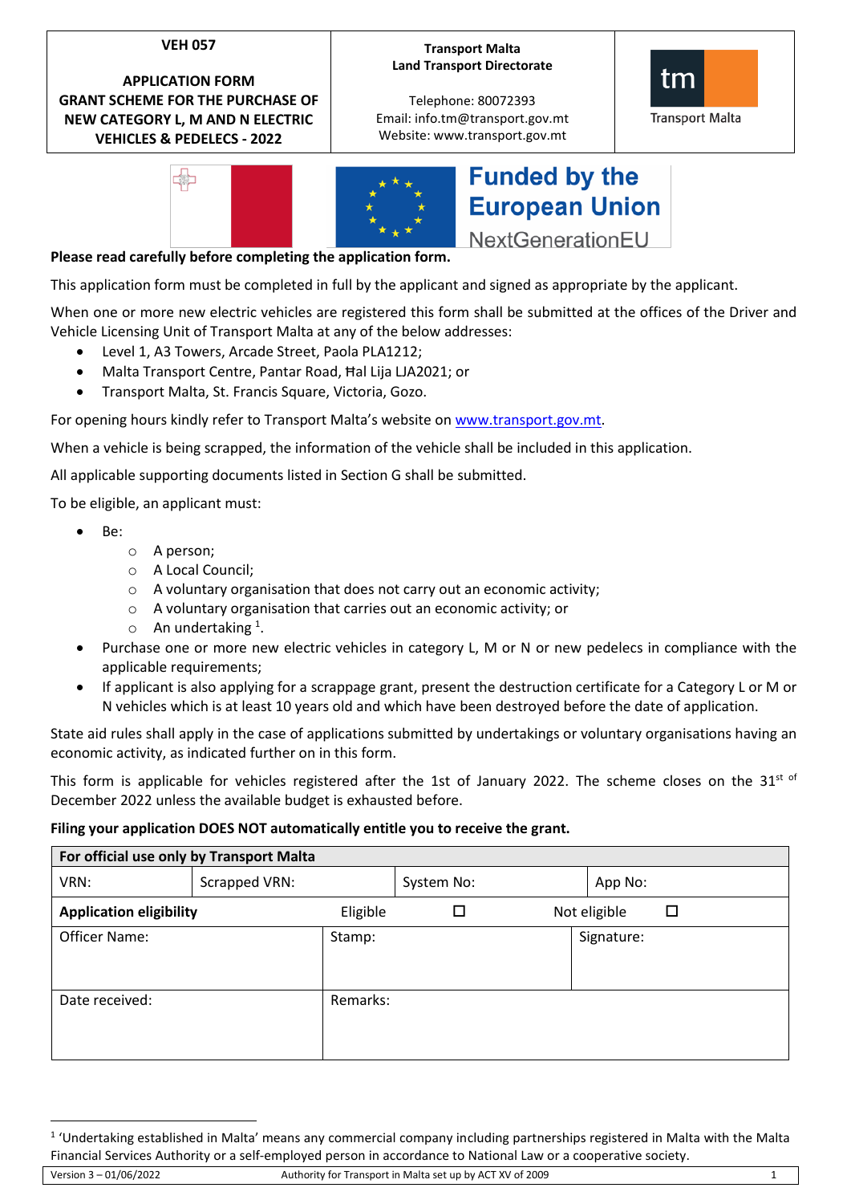| VEH 057<br><br>APPLICATION FORM<br>GRANT SCHEME FOR THE PURCHASE OF NEW CATEGORY L, M AND N ELECTRIC VEHICLES & PEDELECS - 2022 | Transport Malta<br>Land Transport Directorate<br><br>Telephone: 80072393<br>Email: info.tm@transport.gov.mt<br>Website: www.transport.gov.mt | tm Transport Malta |
|---|---|---|

Funded by the European Union
NextGenerationEU

**Please read carefully before completing the application form.**

This application form must be completed in full by the applicant and signed as appropriate by the applicant.

When one or more new electric vehicles are registered this form shall be submitted at the offices of the Driver and Vehicle Licensing Unit of Transport Malta at any of the below addresses:

- Level 1, A3 Towers, Arcade Street, Paola PLA1212;
- Malta Transport Centre, Pantar Road, Ħal Lija LJA2021; or
- Transport Malta, St. Francis Square, Victoria, Gozo.

For opening hours kindly refer to Transport Malta's website on www.transport.gov.mt.

When a vehicle is being scrapped, the information of the vehicle shall be included in this application.

All applicable supporting documents listed in Section G shall be submitted.

To be eligible, an applicant must:

- Be:
  - A person;
  - A Local Council;
  - A voluntary organisation that does not carry out an economic activity;
  - A voluntary organisation that carries out an economic activity; or
  - An undertaking [1].
- Purchase one or more new electric vehicles in category L, M or N or new pedelecs in compliance with the applicable requirements;
- If applicant is also applying for a scrappage grant, present the destruction certificate for a Category L or M or N vehicles which is at least 10 years old and which have been destroyed before the date of application.

State aid rules shall apply in the case of applications submitted by undertakings or voluntary organisations having an economic activity, as indicated further on in this form.

This form is applicable for vehicles registered after the 1st of January 2022. The scheme closes on the 31st of December 2022 unless the available budget is exhausted before.

**Filing your application DOES NOT automatically entitle you to receive the grant.**

| **For official use only by Transport Malta** | | | |
|---|---|---|---|
| VRN: | Scrapped VRN: | System No: | App No: |
| **Application eligibility** | Eligible ☐ | Not eligible ☐ | |
| Officer Name: | Stamp: | Signature: | |
| Date received: | Remarks: | | |

[1] 'Undertaking established in Malta' means any commercial company including partnerships registered in Malta with the Malta Financial Services Authority or a self-employed person in accordance to National Law or a cooperative society.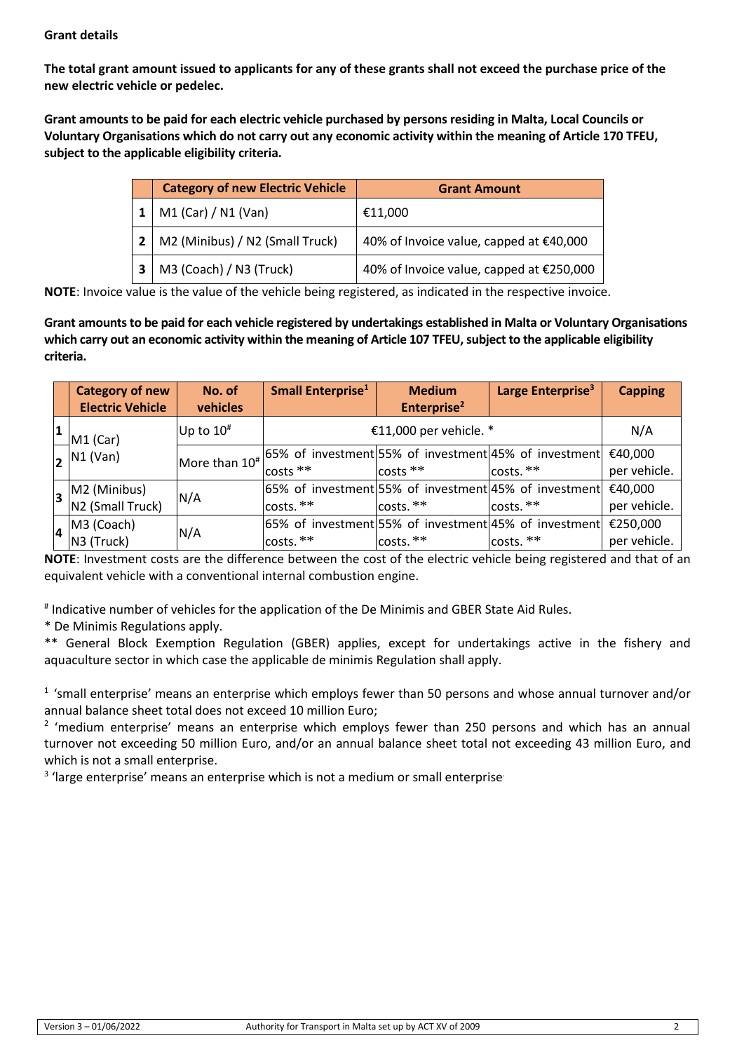**Grant details**

**The total grant amount issued to applicants for any of these grants shall not exceed the purchase price of the new electric vehicle or pedelec.**

**Grant amounts to be paid for each electric vehicle purchased by persons residing in Malta, Local Councils or Voluntary Organisations which do not carry out any economic activity within the meaning of Article 170 TFEU, subject to the applicable eligibility criteria.**

| | Category of new Electric Vehicle | Grant Amount |
|---|---|---|
| 1 | M1 (Car) / N1 (Van) | €11,000 |
| 2 | M2 (Minibus) / N2 (Small Truck) | 40% of Invoice value, capped at €40,000 |
| 3 | M3 (Coach) / N3 (Truck) | 40% of Invoice value, capped at €250,000 |

**NOTE**: Invoice value is the value of the vehicle being registered, as indicated in the respective invoice.

**Grant amounts to be paid for each vehicle registered by undertakings established in Malta or Voluntary Organisations which carry out an economic activity within the meaning of Article 107 TFEU, subject to the applicable eligibility criteria.**

| | Category of new Electric Vehicle | No. of vehicles | Small Enterprise[1] | Medium Enterprise[2] | Large Enterprise[3] | Capping |
|---|---|---|---|---|---|---|
| 1 | M1 (Car) N1 (Van) | Up to 10[#] | €11,000 per vehicle. * | | | N/A |
| 2 | | More than 10[#] | 65% of investment costs ** | 55% of investment costs ** | 45% of investment costs. ** | €40,000 per vehicle. |
| 3 | M2 (Minibus) N2 (Small Truck) | N/A | 65% of investment costs. ** | 55% of investment costs. ** | 45% of investment costs. ** | €40,000 per vehicle. |
| 4 | M3 (Coach) N3 (Truck) | N/A | 65% of investment costs. ** | 55% of investment costs. ** | 45% of investment costs. ** | €250,000 per vehicle. |

**NOTE**: Investment costs are the difference between the cost of the electric vehicle being registered and that of an equivalent vehicle with a conventional internal combustion engine.

[#] Indicative number of vehicles for the application of the De Minimis and GBER State Aid Rules.

* De Minimis Regulations apply.

** General Block Exemption Regulation (GBER) applies, except for undertakings active in the fishery and aquaculture sector in which case the applicable de minimis Regulation shall apply.

[1] 'small enterprise' means an enterprise which employs fewer than 50 persons and whose annual turnover and/or annual balance sheet total does not exceed 10 million Euro;

[2] 'medium enterprise' means an enterprise which employs fewer than 250 persons and which has an annual turnover not exceeding 50 million Euro, and/or an annual balance sheet total not exceeding 43 million Euro, and which is not a small enterprise.

[3] 'large enterprise' means an enterprise which is not a medium or small enterprise.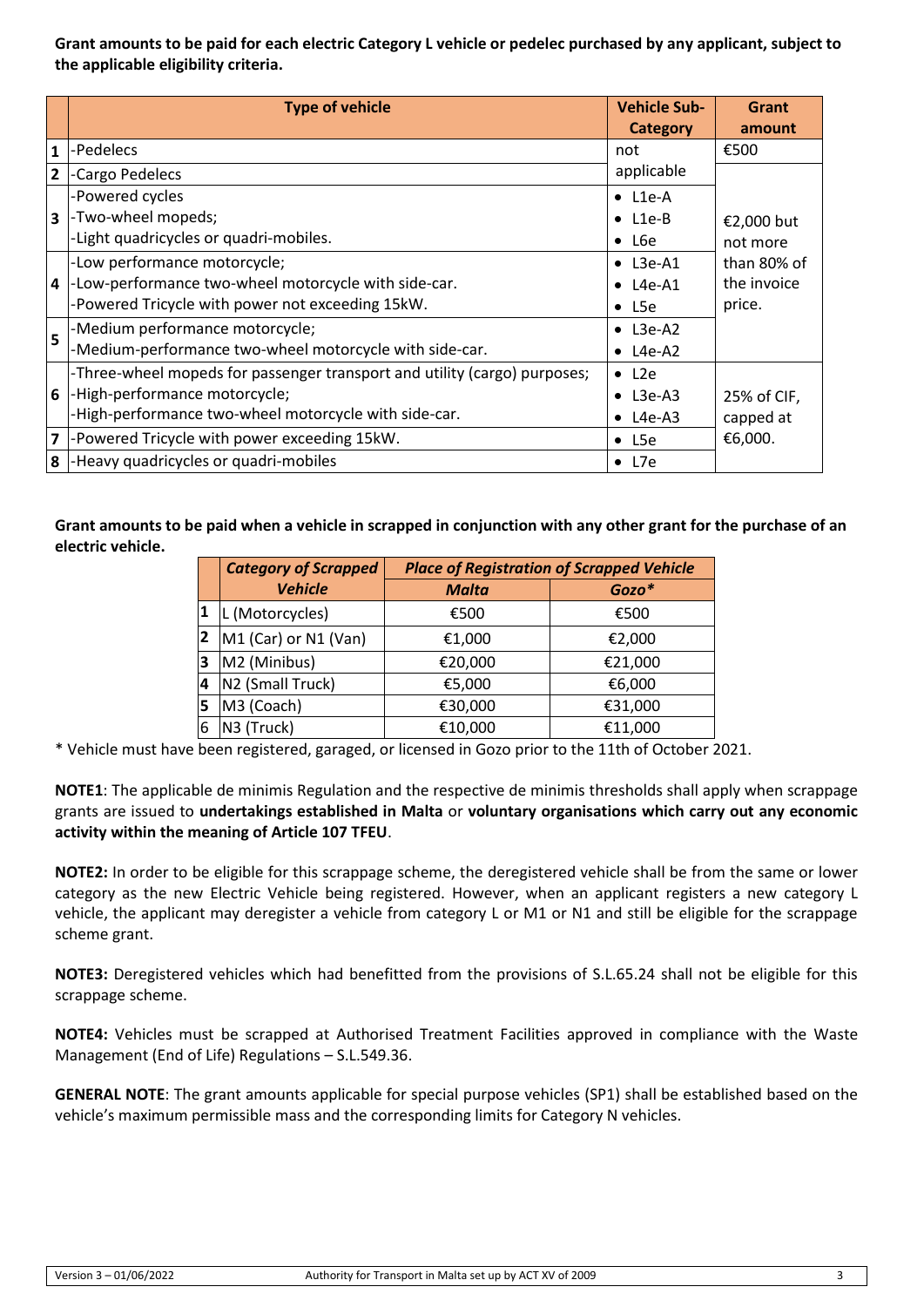**Grant amounts to be paid for each electric Category L vehicle or pedelec purchased by any applicant, subject to the applicable eligibility criteria.**

| | Type of vehicle | Vehicle Sub-Category | Grant amount |
|---|---|---|---|
| 1 | -Pedelecs | not applicable | €500 |
| 2 | -Cargo Pedelecs | | €2,000 but not more than 80% of the invoice price. |
| 3 | -Powered cycles<br>-Two-wheel mopeds;<br>-Light quadricycles or quadri-mobiles. | • L1e-A<br>• L1e-B<br>• L6e | |
| 4 | -Low performance motorcycle;<br>-Low-performance two-wheel motorcycle with side-car.<br>-Powered Tricycle with power not exceeding 15kW. | • L3e-A1<br>• L4e-A1<br>• L5e | |
| 5 | -Medium performance motorcycle;<br>-Medium-performance two-wheel motorcycle with side-car. | • L3e-A2<br>• L4e-A2 | |
| 6 | -Three-wheel mopeds for passenger transport and utility (cargo) purposes;<br>-High-performance motorcycle;<br>-High-performance two-wheel motorcycle with side-car. | • L2e<br>• L3e-A3<br>• L4e-A3 | 25% of CIF, capped at €6,000. |
| 7 | -Powered Tricycle with power exceeding 15kW. | • L5e | |
| 8 | -Heavy quadricycles or quadri-mobiles | • L7e | |

**Grant amounts to be paid when a vehicle in scrapped in conjunction with any other grant for the purchase of an electric vehicle.**

| | ***Category of Scrapped Vehicle*** | ***Place of Registration of Scrapped Vehicle*** | |
|---|---|---|---|
| | | ***Malta*** | ***Gozo**** |
| 1 | L (Motorcycles) | €500 | €500 |
| 2 | M1 (Car) or N1 (Van) | €1,000 | €2,000 |
| 3 | M2 (Minibus) | €20,000 | €21,000 |
| 4 | N2 (Small Truck) | €5,000 | €6,000 |
| 5 | M3 (Coach) | €30,000 | €31,000 |
| 6 | N3 (Truck) | €10,000 | €11,000 |

* Vehicle must have been registered, garaged, or licensed in Gozo prior to the 11th of October 2021.

**NOTE1**: The applicable de minimis Regulation and the respective de minimis thresholds shall apply when scrappage grants are issued to **undertakings established in Malta** or **voluntary organisations which carry out any economic activity within the meaning of Article 107 TFEU**.

**NOTE2:** In order to be eligible for this scrappage scheme, the deregistered vehicle shall be from the same or lower category as the new Electric Vehicle being registered. However, when an applicant registers a new category L vehicle, the applicant may deregister a vehicle from category L or M1 or N1 and still be eligible for the scrappage scheme grant.

**NOTE3:** Deregistered vehicles which had benefitted from the provisions of S.L.65.24 shall not be eligible for this scrappage scheme.

**NOTE4:** Vehicles must be scrapped at Authorised Treatment Facilities approved in compliance with the Waste Management (End of Life) Regulations – S.L.549.36.

**GENERAL NOTE**: The grant amounts applicable for special purpose vehicles (SP1) shall be established based on the vehicle's maximum permissible mass and the corresponding limits for Category N vehicles.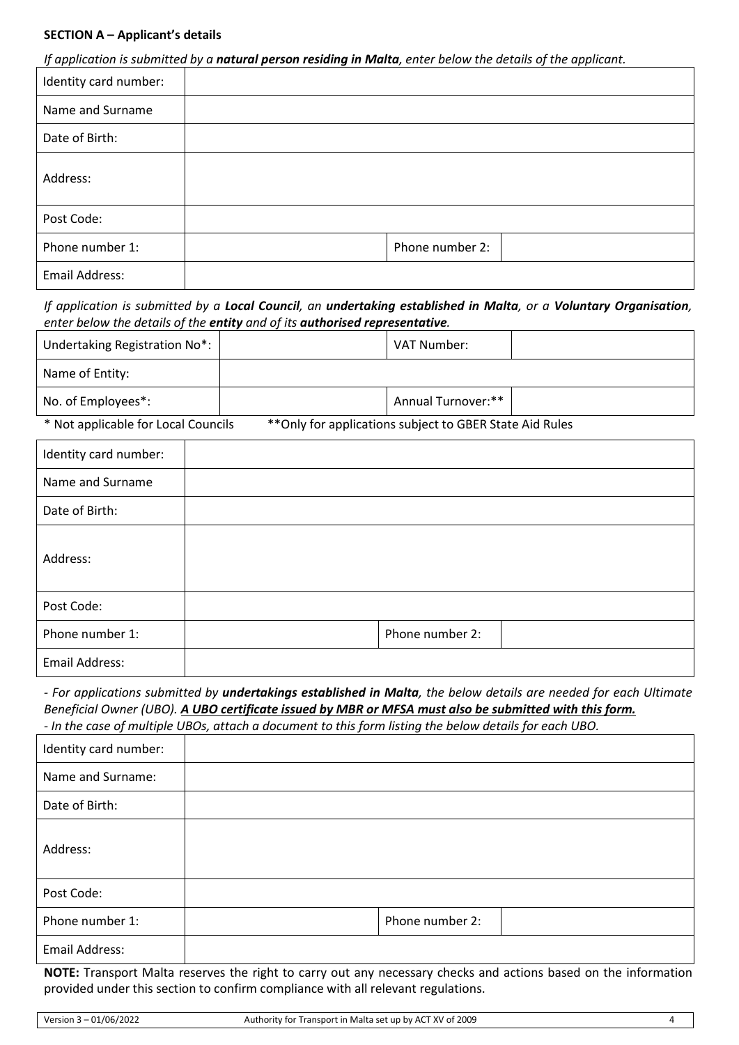**SECTION A – Applicant's details**

*If application is submitted by a **natural person residing in Malta**, enter below the details of the applicant.*

| Identity card number: | | | |
|---|---|---|---|
| Name and Surname | | | |
| Date of Birth: | | | |
| Address: | | | |
| Post Code: | | | |
| Phone number 1: | | Phone number 2: | |
| Email Address: | | | |

*If application is submitted by a **Local Council**, an **undertaking established in Malta**, or a **Voluntary Organisation**, enter below the details of the **entity** and of its **authorised representative**.*

| Undertaking Registration No*: | | VAT Number: | |
|---|---|---|---|
| Name of Entity: | | | |
| No. of Employees*: | | Annual Turnover:** | |

\* Not applicable for Local Councils    **Only for applications subject to GBER State Aid Rules

| Identity card number: | | | |
|---|---|---|---|
| Name and Surname | | | |
| Date of Birth: | | | |
| Address: | | | |
| Post Code: | | | |
| Phone number 1: | | Phone number 2: | |
| Email Address: | | | |

*- For applications submitted by **undertakings established in Malta**, the below details are needed for each Ultimate Beneficial Owner (UBO). **<u>A UBO certificate issued by MBR or MFSA must also be submitted with this form.</u>***
*- In the case of multiple UBOs, attach a document to this form listing the below details for each UBO.*

| Identity card number: | | | |
|---|---|---|---|
| Name and Surname: | | | |
| Date of Birth: | | | |
| Address: | | | |
| Post Code: | | | |
| Phone number 1: | | Phone number 2: | |
| Email Address: | | | |

**NOTE:** Transport Malta reserves the right to carry out any necessary checks and actions based on the information provided under this section to confirm compliance with all relevant regulations.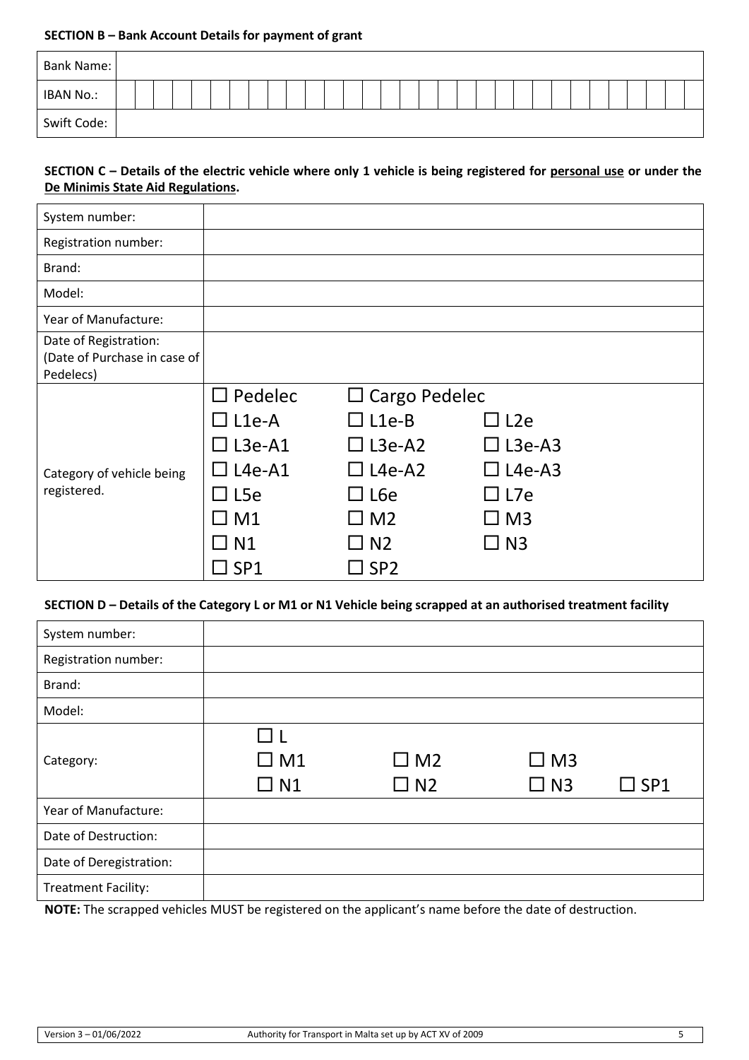**SECTION B – Bank Account Details for payment of grant**

| Bank Name: | |
|---|---|
| IBAN No.: | |
| Swift Code: | |

**SECTION C – Details of the electric vehicle where only 1 vehicle is being registered for <u>personal use</u> or under the <u>De Minimis State Aid Regulations</u>.**

| System number: | | | |
|---|---|---|---|
| Registration number: | | | |
| Brand: | | | |
| Model: | | | |
| Year of Manufacture: | | | |
| Date of Registration: (Date of Purchase in case of Pedelecs) | | | |
| Category of vehicle being registered. | ☐ Pedelec | ☐ Cargo Pedelec | |
| | ☐ L1e-A | ☐ L1e-B | ☐ L2e |
| | ☐ L3e-A1 | ☐ L3e-A2 | ☐ L3e-A3 |
| | ☐ L4e-A1 | ☐ L4e-A2 | ☐ L4e-A3 |
| | ☐ L5e | ☐ L6e | ☐ L7e |
| | ☐ M1 | ☐ M2 | ☐ M3 |
| | ☐ N1 | ☐ N2 | ☐ N3 |
| | ☐ SP1 | ☐ SP2 | |

**SECTION D – Details of the Category L or M1 or N1 Vehicle being scrapped at an authorised treatment facility**

| System number: | | | | |
|---|---|---|---|---|
| Registration number: | | | | |
| Brand: | | | | |
| Model: | | | | |
| Category: | ☐ L | | | |
| | ☐ M1 | ☐ M2 | ☐ M3 | |
| | ☐ N1 | ☐ N2 | ☐ N3 | ☐ SP1 |
| Year of Manufacture: | | | | |
| Date of Destruction: | | | | |
| Date of Deregistration: | | | | |
| Treatment Facility: | | | | |

**NOTE:** The scrapped vehicles MUST be registered on the applicant's name before the date of destruction.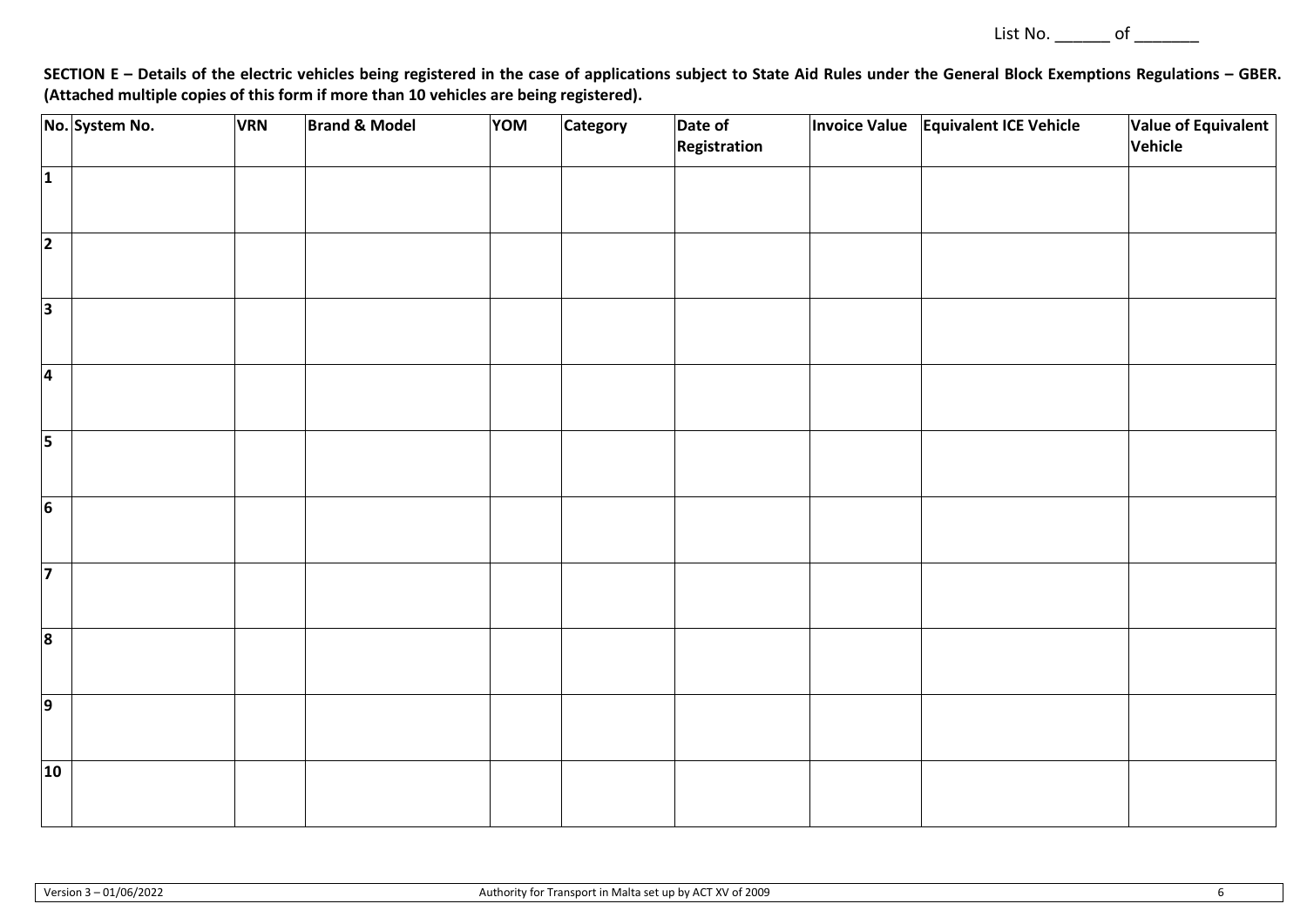List No. ______ of _______

**SECTION E – Details of the electric vehicles being registered in the case of applications subject to State Aid Rules under the General Block Exemptions Regulations – GBER. (Attached multiple copies of this form if more than 10 vehicles are being registered).**

| No. | System No. | VRN | Brand & Model | YOM | Category | Date of Registration | Invoice Value | Equivalent ICE Vehicle | Value of Equivalent Vehicle |
|---|---|---|---|---|---|---|---|---|---|
| 1 | | | | | | | | | |
| 2 | | | | | | | | | |
| 3 | | | | | | | | | |
| 4 | | | | | | | | | |
| 5 | | | | | | | | | |
| 6 | | | | | | | | | |
| 7 | | | | | | | | | |
| 8 | | | | | | | | | |
| 9 | | | | | | | | | |
| 10 | | | | | | | | | |

Version 3 – 01/06/2022 Authority for Transport in Malta set up by ACT XV of 2009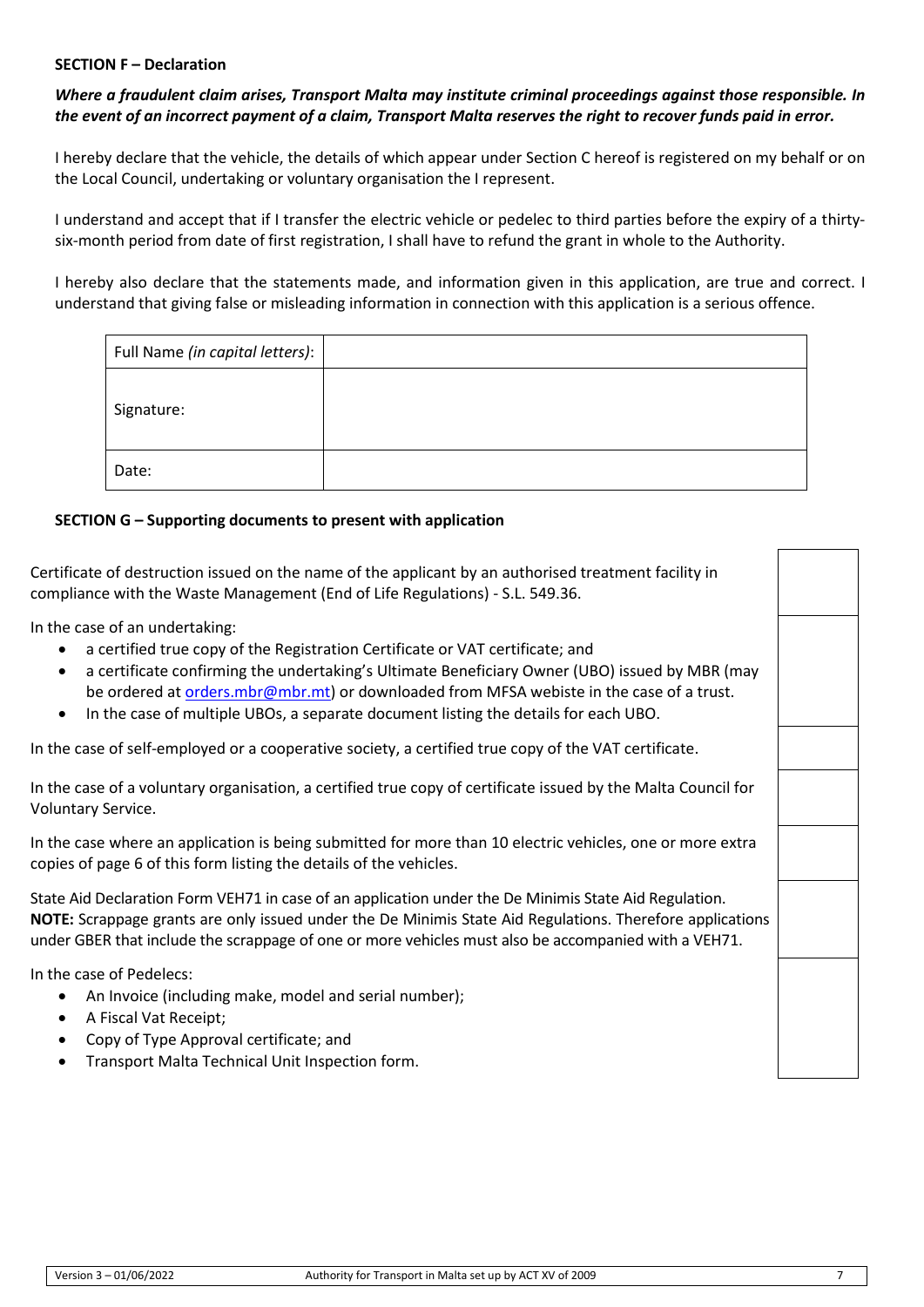**SECTION F – Declaration**

***Where a fraudulent claim arises, Transport Malta may institute criminal proceedings against those responsible. In the event of an incorrect payment of a claim, Transport Malta reserves the right to recover funds paid in error.***

I hereby declare that the vehicle, the details of which appear under Section C hereof is registered on my behalf or on the Local Council, undertaking or voluntary organisation the I represent.

I understand and accept that if I transfer the electric vehicle or pedelec to third parties before the expiry of a thirty-six-month period from date of first registration, I shall have to refund the grant in whole to the Authority.

I hereby also declare that the statements made, and information given in this application, are true and correct. I understand that giving false or misleading information in connection with this application is a serious offence.

| Full Name *(in capital letters)*: | |
|---|---|
| Signature: | |
| Date: | |

**SECTION G – Supporting documents to present with application**

| Document | |
|---|---|
| Certificate of destruction issued on the name of the applicant by an authorised treatment facility in compliance with the Waste Management (End of Life Regulations) - S.L. 549.36. | |
| In the case of an undertaking:<br>• a certified true copy of the Registration Certificate or VAT certificate; and<br>• a certificate confirming the undertaking's Ultimate Beneficiary Owner (UBO) issued by MBR (may be ordered at orders.mbr@mbr.mt) or downloaded from MFSA webiste in the case of a trust.<br>• In the case of multiple UBOs, a separate document listing the details for each UBO. | |
| In the case of self-employed or a cooperative society, a certified true copy of the VAT certificate. | |
| In the case of a voluntary organisation, a certified true copy of certificate issued by the Malta Council for Voluntary Service. | |
| In the case where an application is being submitted for more than 10 electric vehicles, one or more extra copies of page 6 of this form listing the details of the vehicles. | |
| State Aid Declaration Form VEH71 in case of an application under the De Minimis State Aid Regulation.<br>**NOTE:** Scrappage grants are only issued under the De Minimis State Aid Regulations. Therefore applications under GBER that include the scrappage of one or more vehicles must also be accompanied with a VEH71. | |
| In the case of Pedelecs:<br>• An Invoice (including make, model and serial number);<br>• A Fiscal Vat Receipt;<br>• Copy of Type Approval certificate; and<br>• Transport Malta Technical Unit Inspection form. | |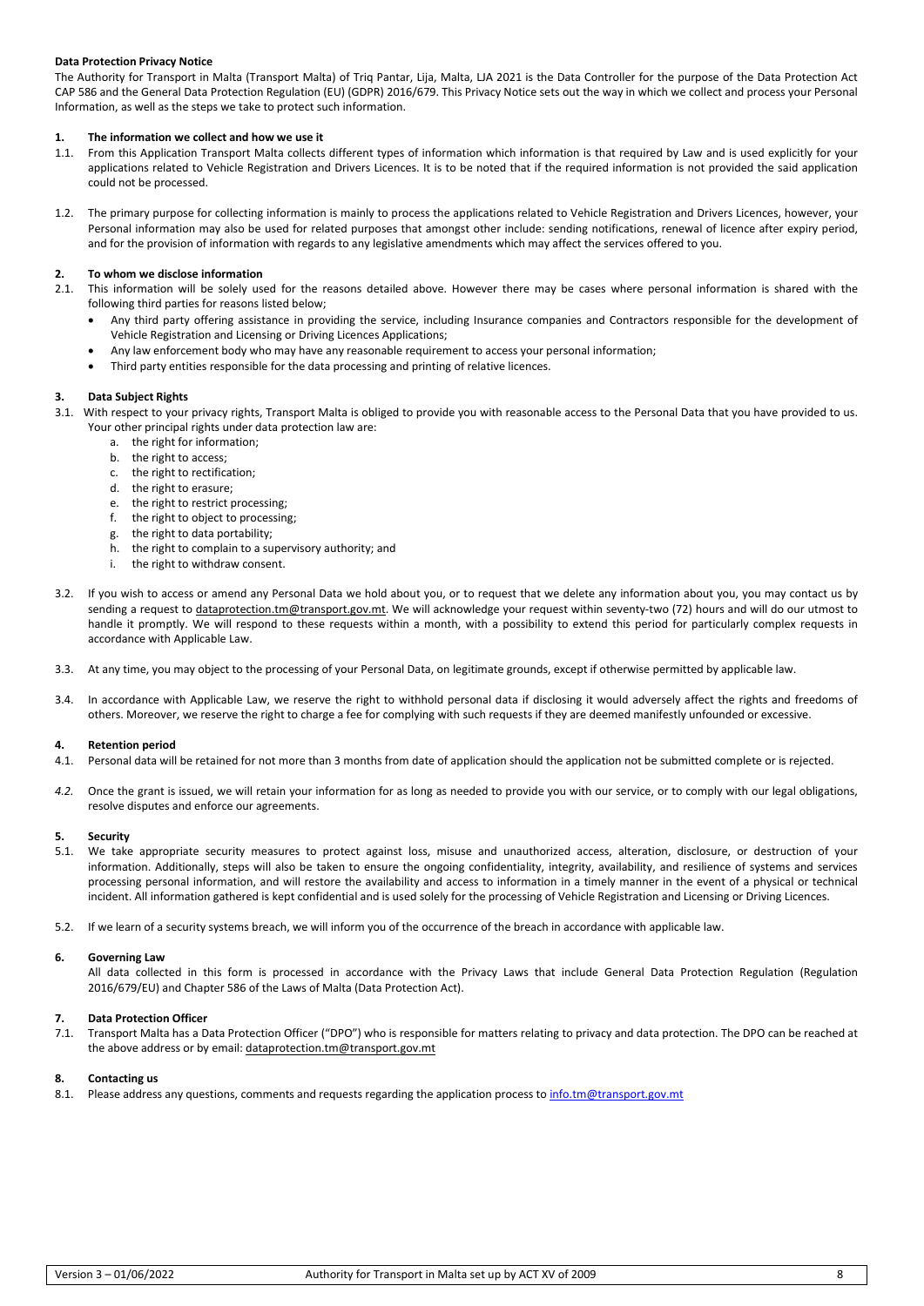**Data Protection Privacy Notice**

The Authority for Transport in Malta (Transport Malta) of Triq Pantar, Lija, Malta, LJA 2021 is the Data Controller for the purpose of the Data Protection Act CAP 586 and the General Data Protection Regulation (EU) (GDPR) 2016/679. This Privacy Notice sets out the way in which we collect and process your Personal Information, as well as the steps we take to protect such information.

**1. The information we collect and how we use it**

1.1. From this Application Transport Malta collects different types of information which information is that required by Law and is used explicitly for your applications related to Vehicle Registration and Drivers Licences. It is to be noted that if the required information is not provided the said application could not be processed.

1.2. The primary purpose for collecting information is mainly to process the applications related to Vehicle Registration and Drivers Licences, however, your Personal information may also be used for related purposes that amongst other include: sending notifications, renewal of licence after expiry period, and for the provision of information with regards to any legislative amendments which may affect the services offered to you.

**2. To whom we disclose information**

2.1. This information will be solely used for the reasons detailed above. However there may be cases where personal information is shared with the following third parties for reasons listed below;

- Any third party offering assistance in providing the service, including Insurance companies and Contractors responsible for the development of Vehicle Registration and Licensing or Driving Licences Applications;
- Any law enforcement body who may have any reasonable requirement to access your personal information;
- Third party entities responsible for the data processing and printing of relative licences.

**3. Data Subject Rights**

3.1. With respect to your privacy rights, Transport Malta is obliged to provide you with reasonable access to the Personal Data that you have provided to us. Your other principal rights under data protection law are:

a. the right for information;
b. the right to access;
c. the right to rectification;
d. the right to erasure;
e. the right to restrict processing;
f. the right to object to processing;
g. the right to data portability;
h. the right to complain to a supervisory authority; and
i. the right to withdraw consent.

3.2. If you wish to access or amend any Personal Data we hold about you, or to request that we delete any information about you, you may contact us by sending a request to dataprotection.tm@transport.gov.mt. We will acknowledge your request within seventy-two (72) hours and will do our utmost to handle it promptly. We will respond to these requests within a month, with a possibility to extend this period for particularly complex requests in accordance with Applicable Law.

3.3. At any time, you may object to the processing of your Personal Data, on legitimate grounds, except if otherwise permitted by applicable law.

3.4. In accordance with Applicable Law, we reserve the right to withhold personal data if disclosing it would adversely affect the rights and freedoms of others. Moreover, we reserve the right to charge a fee for complying with such requests if they are deemed manifestly unfounded or excessive.

**4. Retention period**

4.1. Personal data will be retained for not more than 3 months from date of application should the application not be submitted complete or is rejected.

*4.2.* Once the grant is issued, we will retain your information for as long as needed to provide you with our service, or to comply with our legal obligations, resolve disputes and enforce our agreements.

**5. Security**

5.1. We take appropriate security measures to protect against loss, misuse and unauthorized access, alteration, disclosure, or destruction of your information. Additionally, steps will also be taken to ensure the ongoing confidentiality, integrity, availability, and resilience of systems and services processing personal information, and will restore the availability and access to information in a timely manner in the event of a physical or technical incident. All information gathered is kept confidential and is used solely for the processing of Vehicle Registration and Licensing or Driving Licences.

5.2. If we learn of a security systems breach, we will inform you of the occurrence of the breach in accordance with applicable law.

**6. Governing Law**

All data collected in this form is processed in accordance with the Privacy Laws that include General Data Protection Regulation (Regulation 2016/679/EU) and Chapter 586 of the Laws of Malta (Data Protection Act).

**7. Data Protection Officer**

7.1. Transport Malta has a Data Protection Officer ("DPO") who is responsible for matters relating to privacy and data protection. The DPO can be reached at the above address or by email: dataprotection.tm@transport.gov.mt

**8. Contacting us**

8.1. Please address any questions, comments and requests regarding the application process to info.tm@transport.gov.mt